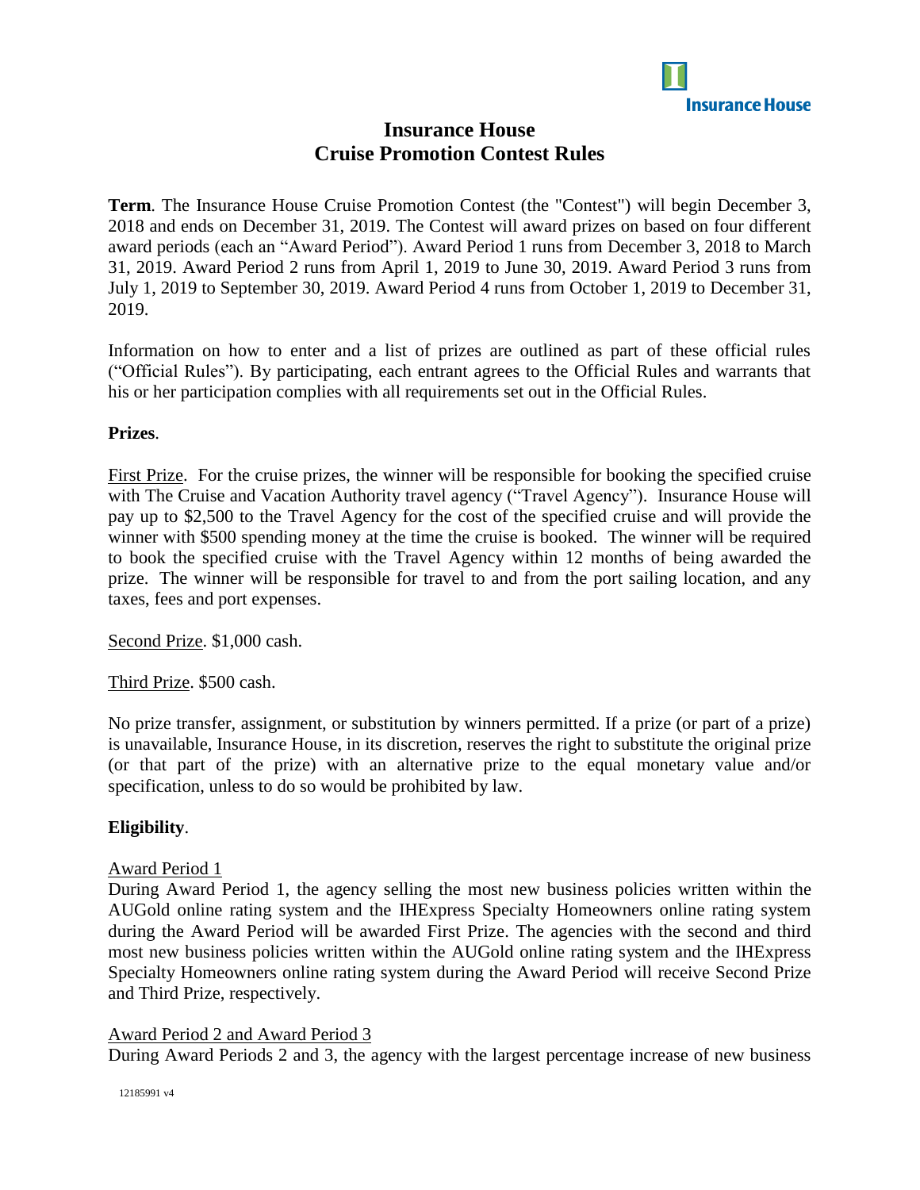Insurance House

# Insurance House
# Cruise Promotion Contest Rules

**Term**. The Insurance House Cruise Promotion Contest (the "Contest") will begin December 3, 2018 and ends on December 31, 2019. The Contest will award prizes on based on four different award periods (each an "Award Period"). Award Period 1 runs from December 3, 2018 to March 31, 2019. Award Period 2 runs from April 1, 2019 to June 30, 2019. Award Period 3 runs from July 1, 2019 to September 30, 2019. Award Period 4 runs from October 1, 2019 to December 31, 2019.

Information on how to enter and a list of prizes are outlined as part of these official rules ("Official Rules"). By participating, each entrant agrees to the Official Rules and warrants that his or her participation complies with all requirements set out in the Official Rules.

**Prizes**.

First Prize. For the cruise prizes, the winner will be responsible for booking the specified cruise with The Cruise and Vacation Authority travel agency ("Travel Agency"). Insurance House will pay up to $2,500 to the Travel Agency for the cost of the specified cruise and will provide the winner with $500 spending money at the time the cruise is booked. The winner will be required to book the specified cruise with the Travel Agency within 12 months of being awarded the prize. The winner will be responsible for travel to and from the port sailing location, and any taxes, fees and port expenses.

Second Prize. $1,000 cash.

Third Prize. $500 cash.

No prize transfer, assignment, or substitution by winners permitted. If a prize (or part of a prize) is unavailable, Insurance House, in its discretion, reserves the right to substitute the original prize (or that part of the prize) with an alternative prize to the equal monetary value and/or specification, unless to do so would be prohibited by law.

**Eligibility**.

Award Period 1

During Award Period 1, the agency selling the most new business policies written within the AUGold online rating system and the IHExpress Specialty Homeowners online rating system during the Award Period will be awarded First Prize. The agencies with the second and third most new business policies written within the AUGold online rating system and the IHExpress Specialty Homeowners online rating system during the Award Period will receive Second Prize and Third Prize, respectively.

Award Period 2 and Award Period 3

During Award Periods 2 and 3, the agency with the largest percentage increase of new business

12185991 v4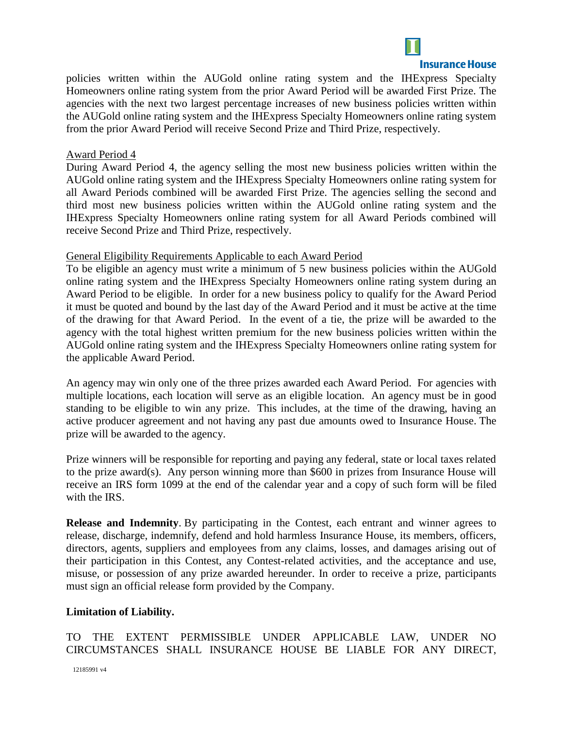policies written within the AUGold online rating system and the IHExpress Specialty Homeowners online rating system from the prior Award Period will be awarded First Prize. The agencies with the next two largest percentage increases of new business policies written within the AUGold online rating system and the IHExpress Specialty Homeowners online rating system from the prior Award Period will receive Second Prize and Third Prize, respectively.

Award Period 4

During Award Period 4, the agency selling the most new business policies written within the AUGold online rating system and the IHExpress Specialty Homeowners online rating system for all Award Periods combined will be awarded First Prize. The agencies selling the second and third most new business policies written within the AUGold online rating system and the IHExpress Specialty Homeowners online rating system for all Award Periods combined will receive Second Prize and Third Prize, respectively.

General Eligibility Requirements Applicable to each Award Period

To be eligible an agency must write a minimum of 5 new business policies within the AUGold online rating system and the IHExpress Specialty Homeowners online rating system during an Award Period to be eligible. In order for a new business policy to qualify for the Award Period it must be quoted and bound by the last day of the Award Period and it must be active at the time of the drawing for that Award Period. In the event of a tie, the prize will be awarded to the agency with the total highest written premium for the new business policies written within the AUGold online rating system and the IHExpress Specialty Homeowners online rating system for the applicable Award Period.

An agency may win only one of the three prizes awarded each Award Period. For agencies with multiple locations, each location will serve as an eligible location. An agency must be in good standing to be eligible to win any prize. This includes, at the time of the drawing, having an active producer agreement and not having any past due amounts owed to Insurance House. The prize will be awarded to the agency.

Prize winners will be responsible for reporting and paying any federal, state or local taxes related to the prize award(s). Any person winning more than $600 in prizes from Insurance House will receive an IRS form 1099 at the end of the calendar year and a copy of such form will be filed with the IRS.

**Release and Indemnity**. By participating in the Contest, each entrant and winner agrees to release, discharge, indemnify, defend and hold harmless Insurance House, its members, officers, directors, agents, suppliers and employees from any claims, losses, and damages arising out of their participation in this Contest, any Contest-related activities, and the acceptance and use, misuse, or possession of any prize awarded hereunder. In order to receive a prize, participants must sign an official release form provided by the Company.

**Limitation of Liability.**

TO THE EXTENT PERMISSIBLE UNDER APPLICABLE LAW, UNDER NO CIRCUMSTANCES SHALL INSURANCE HOUSE BE LIABLE FOR ANY DIRECT,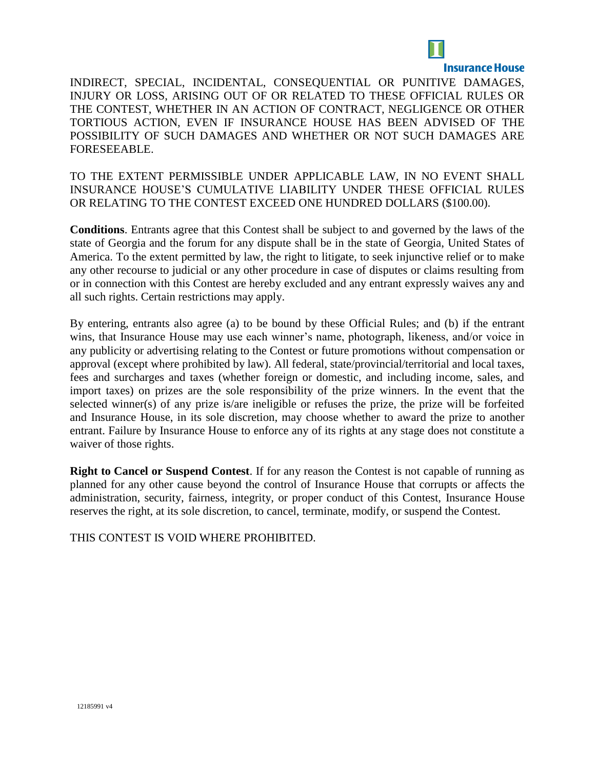INDIRECT, SPECIAL, INCIDENTAL, CONSEQUENTIAL OR PUNITIVE DAMAGES, INJURY OR LOSS, ARISING OUT OF OR RELATED TO THESE OFFICIAL RULES OR THE CONTEST, WHETHER IN AN ACTION OF CONTRACT, NEGLIGENCE OR OTHER TORTIOUS ACTION, EVEN IF INSURANCE HOUSE HAS BEEN ADVISED OF THE POSSIBILITY OF SUCH DAMAGES AND WHETHER OR NOT SUCH DAMAGES ARE FORESEEABLE.

TO THE EXTENT PERMISSIBLE UNDER APPLICABLE LAW, IN NO EVENT SHALL INSURANCE HOUSE'S CUMULATIVE LIABILITY UNDER THESE OFFICIAL RULES OR RELATING TO THE CONTEST EXCEED ONE HUNDRED DOLLARS ($100.00).

**Conditions**. Entrants agree that this Contest shall be subject to and governed by the laws of the state of Georgia and the forum for any dispute shall be in the state of Georgia, United States of America. To the extent permitted by law, the right to litigate, to seek injunctive relief or to make any other recourse to judicial or any other procedure in case of disputes or claims resulting from or in connection with this Contest are hereby excluded and any entrant expressly waives any and all such rights. Certain restrictions may apply.

By entering, entrants also agree (a) to be bound by these Official Rules; and (b) if the entrant wins, that Insurance House may use each winner's name, photograph, likeness, and/or voice in any publicity or advertising relating to the Contest or future promotions without compensation or approval (except where prohibited by law). All federal, state/provincial/territorial and local taxes, fees and surcharges and taxes (whether foreign or domestic, and including income, sales, and import taxes) on prizes are the sole responsibility of the prize winners. In the event that the selected winner(s) of any prize is/are ineligible or refuses the prize, the prize will be forfeited and Insurance House, in its sole discretion, may choose whether to award the prize to another entrant. Failure by Insurance House to enforce any of its rights at any stage does not constitute a waiver of those rights.

**Right to Cancel or Suspend Contest**. If for any reason the Contest is not capable of running as planned for any other cause beyond the control of Insurance House that corrupts or affects the administration, security, fairness, integrity, or proper conduct of this Contest, Insurance House reserves the right, at its sole discretion, to cancel, terminate, modify, or suspend the Contest.

THIS CONTEST IS VOID WHERE PROHIBITED.

12185991 v4